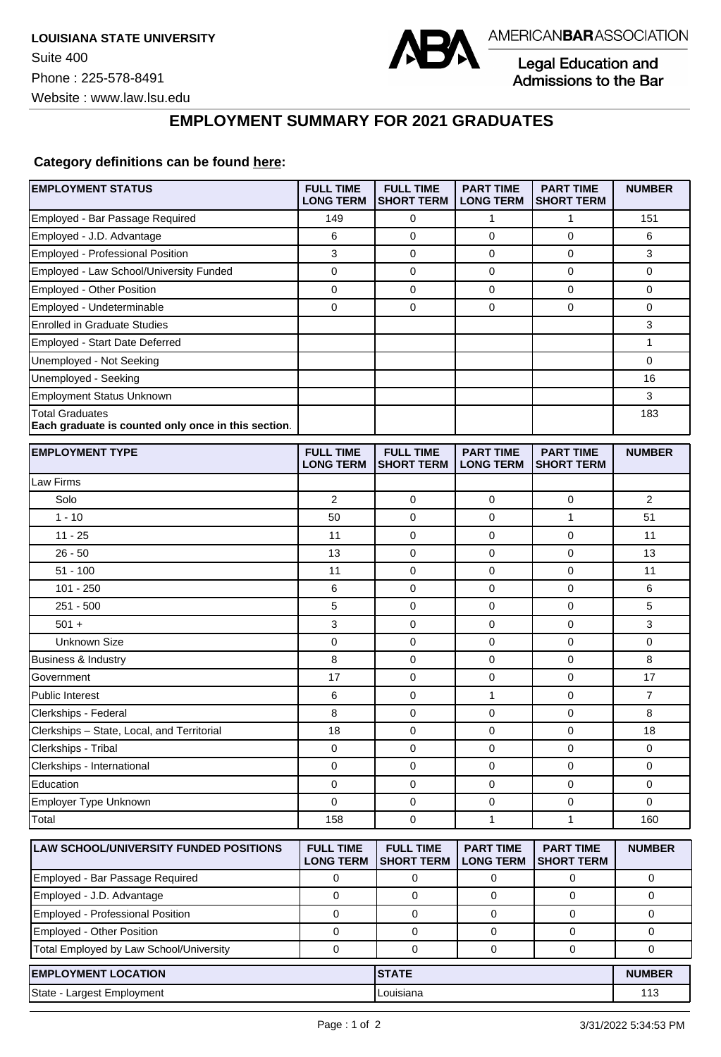**LOUISIANA STATE UNIVERSITY**
Suite 400
Phone : 225-578-8491
Website : www.law.lsu.edu

AMERICAN**BAR**ASSOCIATION
Legal Education and Admissions to the Bar

# EMPLOYMENT SUMMARY FOR 2021 GRADUATES

**Category definitions can be found here:**

| EMPLOYMENT STATUS | FULL TIME LONG TERM | FULL TIME SHORT TERM | PART TIME LONG TERM | PART TIME SHORT TERM | NUMBER |
|---|---|---|---|---|---|
| Employed - Bar Passage Required | 149 | 0 | 1 | 1 | 151 |
| Employed - J.D. Advantage | 6 | 0 | 0 | 0 | 6 |
| Employed - Professional Position | 3 | 0 | 0 | 0 | 3 |
| Employed - Law School/University Funded | 0 | 0 | 0 | 0 | 0 |
| Employed - Other Position | 0 | 0 | 0 | 0 | 0 |
| Employed - Undeterminable | 0 | 0 | 0 | 0 | 0 |
| Enrolled in Graduate Studies | | | | | 3 |
| Employed - Start Date Deferred | | | | | 1 |
| Unemployed - Not Seeking | | | | | 0 |
| Unemployed - Seeking | | | | | 16 |
| Employment Status Unknown | | | | | 3 |
| Total Graduates **Each graduate is counted only once in this section**. | | | | | 183 |

| EMPLOYMENT TYPE | FULL TIME LONG TERM | FULL TIME SHORT TERM | PART TIME LONG TERM | PART TIME SHORT TERM | NUMBER |
|---|---|---|---|---|---|
| Law Firms | | | | | |
| Solo | 2 | 0 | 0 | 0 | 2 |
| 1 - 10 | 50 | 0 | 0 | 1 | 51 |
| 11 - 25 | 11 | 0 | 0 | 0 | 11 |
| 26 - 50 | 13 | 0 | 0 | 0 | 13 |
| 51 - 100 | 11 | 0 | 0 | 0 | 11 |
| 101 - 250 | 6 | 0 | 0 | 0 | 6 |
| 251 - 500 | 5 | 0 | 0 | 0 | 5 |
| 501 + | 3 | 0 | 0 | 0 | 3 |
| Unknown Size | 0 | 0 | 0 | 0 | 0 |
| Business & Industry | 8 | 0 | 0 | 0 | 8 |
| Government | 17 | 0 | 0 | 0 | 17 |
| Public Interest | 6 | 0 | 1 | 0 | 7 |
| Clerkships - Federal | 8 | 0 | 0 | 0 | 8 |
| Clerkships – State, Local, and Territorial | 18 | 0 | 0 | 0 | 18 |
| Clerkships - Tribal | 0 | 0 | 0 | 0 | 0 |
| Clerkships - International | 0 | 0 | 0 | 0 | 0 |
| Education | 0 | 0 | 0 | 0 | 0 |
| Employer Type Unknown | 0 | 0 | 0 | 0 | 0 |
| Total | 158 | 0 | 1 | 1 | 160 |

| LAW SCHOOL/UNIVERSITY FUNDED POSITIONS | FULL TIME LONG TERM | FULL TIME SHORT TERM | PART TIME LONG TERM | PART TIME SHORT TERM | NUMBER |
|---|---|---|---|---|---|
| Employed - Bar Passage Required | 0 | 0 | 0 | 0 | 0 |
| Employed - J.D. Advantage | 0 | 0 | 0 | 0 | 0 |
| Employed - Professional Position | 0 | 0 | 0 | 0 | 0 |
| Employed - Other Position | 0 | 0 | 0 | 0 | 0 |
| Total Employed by Law School/University | 0 | 0 | 0 | 0 | 0 |

| EMPLOYMENT LOCATION | STATE | NUMBER |
|---|---|---|
| State - Largest Employment | Louisiana | 113 |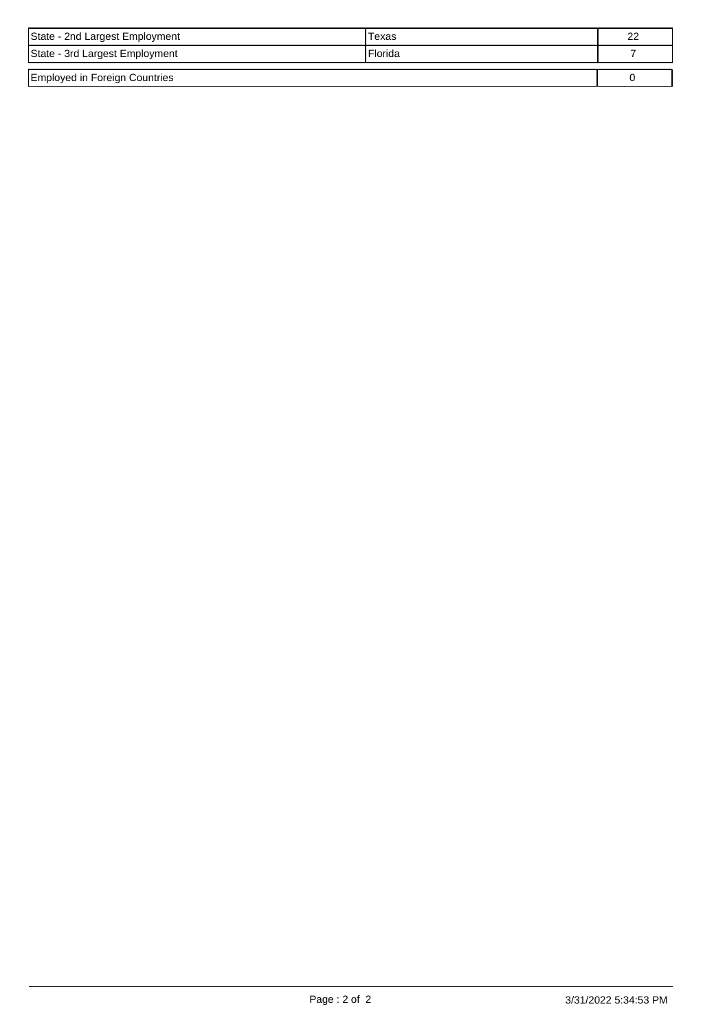| | | |
|---|---|---|
| State - 2nd Largest Employment | Texas | 22 |
| State - 3rd Largest Employment | Florida | 7 |

| | |
|---|---|
| Employed in Foreign Countries | 0 |